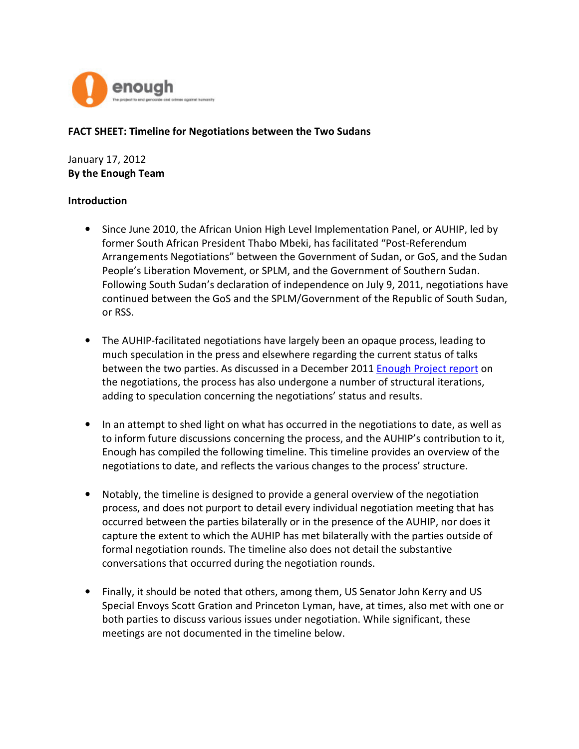enough

The project to end genocide and crimes against humanity

**FACT SHEET: Timeline for Negotiations between the Two Sudans**

January 17, 2012

**By the Enough Team**

**Introduction**

- Since June 2010, the African Union High Level Implementation Panel, or AUHIP, led by former South African President Thabo Mbeki, has facilitated "Post-Referendum Arrangements Negotiations" between the Government of Sudan, or GoS, and the Sudan People's Liberation Movement, or SPLM, and the Government of Southern Sudan. Following South Sudan's declaration of independence on July 9, 2011, negotiations have continued between the GoS and the SPLM/Government of the Republic of South Sudan, or RSS.

- The AUHIP-facilitated negotiations have largely been an opaque process, leading to much speculation in the press and elsewhere regarding the current status of talks between the two parties. As discussed in a December 2011 Enough Project report on the negotiations, the process has also undergone a number of structural iterations, adding to speculation concerning the negotiations' status and results.

- In an attempt to shed light on what has occurred in the negotiations to date, as well as to inform future discussions concerning the process, and the AUHIP's contribution to it, Enough has compiled the following timeline. This timeline provides an overview of the negotiations to date, and reflects the various changes to the process' structure.

- Notably, the timeline is designed to provide a general overview of the negotiation process, and does not purport to detail every individual negotiation meeting that has occurred between the parties bilaterally or in the presence of the AUHIP, nor does it capture the extent to which the AUHIP has met bilaterally with the parties outside of formal negotiation rounds. The timeline also does not detail the substantive conversations that occurred during the negotiation rounds.

- Finally, it should be noted that others, among them, US Senator John Kerry and US Special Envoys Scott Gration and Princeton Lyman, have, at times, also met with one or both parties to discuss various issues under negotiation. While significant, these meetings are not documented in the timeline below.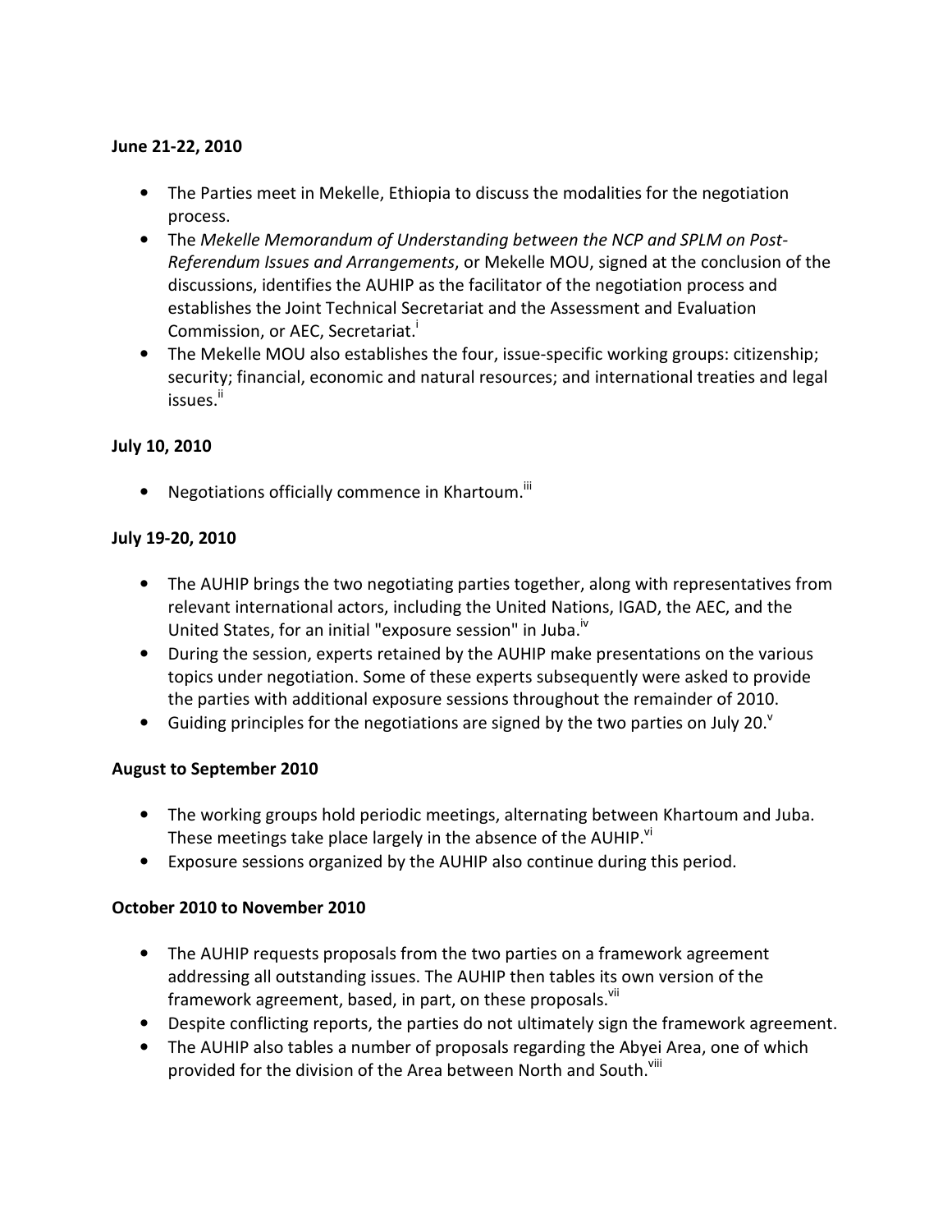**June 21-22, 2010**

- The Parties meet in Mekelle, Ethiopia to discuss the modalities for the negotiation process.
- The *Mekelle Memorandum of Understanding between the NCP and SPLM on Post-Referendum Issues and Arrangements*, or Mekelle MOU, signed at the conclusion of the discussions, identifies the AUHIP as the facilitator of the negotiation process and establishes the Joint Technical Secretariat and the Assessment and Evaluation Commission, or AEC, Secretariat.[i]
- The Mekelle MOU also establishes the four, issue-specific working groups: citizenship; security; financial, economic and natural resources; and international treaties and legal issues.[ii]

**July 10, 2010**

- Negotiations officially commence in Khartoum.[iii]

**July 19-20, 2010**

- The AUHIP brings the two negotiating parties together, along with representatives from relevant international actors, including the United Nations, IGAD, the AEC, and the United States, for an initial "exposure session" in Juba.[iv]
- During the session, experts retained by the AUHIP make presentations on the various topics under negotiation. Some of these experts subsequently were asked to provide the parties with additional exposure sessions throughout the remainder of 2010.
- Guiding principles for the negotiations are signed by the two parties on July 20.[v]

**August to September 2010**

- The working groups hold periodic meetings, alternating between Khartoum and Juba. These meetings take place largely in the absence of the AUHIP.[vi]
- Exposure sessions organized by the AUHIP also continue during this period.

**October 2010 to November 2010**

- The AUHIP requests proposals from the two parties on a framework agreement addressing all outstanding issues. The AUHIP then tables its own version of the framework agreement, based, in part, on these proposals.[vii]
- Despite conflicting reports, the parties do not ultimately sign the framework agreement.
- The AUHIP also tables a number of proposals regarding the Abyei Area, one of which provided for the division of the Area between North and South.[viii]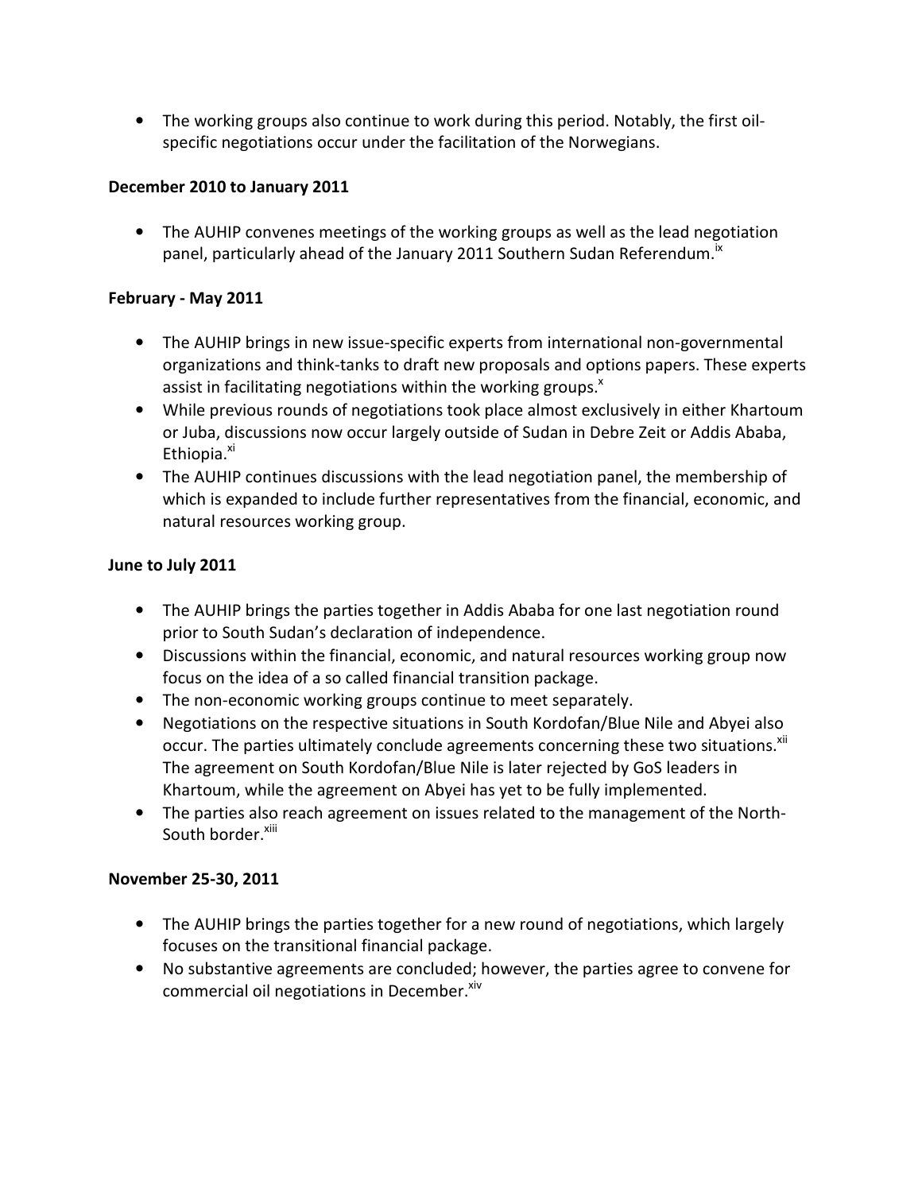- The working groups also continue to work during this period. Notably, the first oil-specific negotiations occur under the facilitation of the Norwegians.

**December 2010 to January 2011**

- The AUHIP convenes meetings of the working groups as well as the lead negotiation panel, particularly ahead of the January 2011 Southern Sudan Referendum.[ix]

**February - May 2011**

- The AUHIP brings in new issue-specific experts from international non-governmental organizations and think-tanks to draft new proposals and options papers. These experts assist in facilitating negotiations within the working groups.[x]
- While previous rounds of negotiations took place almost exclusively in either Khartoum or Juba, discussions now occur largely outside of Sudan in Debre Zeit or Addis Ababa, Ethiopia.[xi]
- The AUHIP continues discussions with the lead negotiation panel, the membership of which is expanded to include further representatives from the financial, economic, and natural resources working group.

**June to July 2011**

- The AUHIP brings the parties together in Addis Ababa for one last negotiation round prior to South Sudan's declaration of independence.
- Discussions within the financial, economic, and natural resources working group now focus on the idea of a so called financial transition package.
- The non-economic working groups continue to meet separately.
- Negotiations on the respective situations in South Kordofan/Blue Nile and Abyei also occur. The parties ultimately conclude agreements concerning these two situations.[xii] The agreement on South Kordofan/Blue Nile is later rejected by GoS leaders in Khartoum, while the agreement on Abyei has yet to be fully implemented.
- The parties also reach agreement on issues related to the management of the North-South border.[xiii]

**November 25-30, 2011**

- The AUHIP brings the parties together for a new round of negotiations, which largely focuses on the transitional financial package.
- No substantive agreements are concluded; however, the parties agree to convene for commercial oil negotiations in December.[xiv]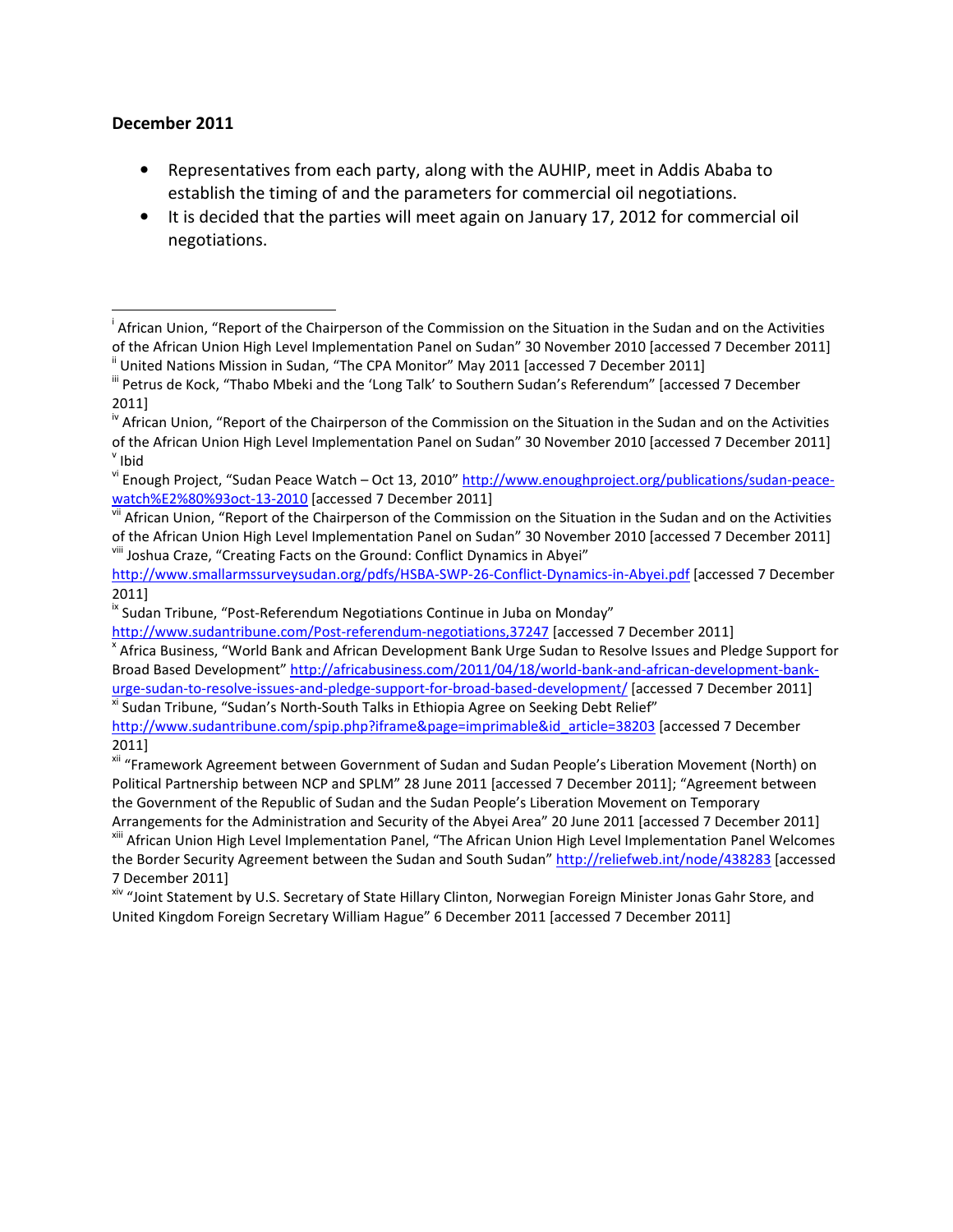**December 2011**

- Representatives from each party, along with the AUHIP, meet in Addis Ababa to establish the timing of and the parameters for commercial oil negotiations.
- It is decided that the parties will meet again on January 17, 2012 for commercial oil negotiations.

---

[i] African Union, "Report of the Chairperson of the Commission on the Situation in the Sudan and on the Activities of the African Union High Level Implementation Panel on Sudan" 30 November 2010 [accessed 7 December 2011]

[ii] United Nations Mission in Sudan, "The CPA Monitor" May 2011 [accessed 7 December 2011]

[iii] Petrus de Kock, "Thabo Mbeki and the 'Long Talk' to Southern Sudan's Referendum" [accessed 7 December 2011]

[iv] African Union, "Report of the Chairperson of the Commission on the Situation in the Sudan and on the Activities of the African Union High Level Implementation Panel on Sudan" 30 November 2010 [accessed 7 December 2011]

[v] Ibid

[vi] Enough Project, "Sudan Peace Watch – Oct 13, 2010" http://www.enoughproject.org/publications/sudan-peace-watch%E2%80%93oct-13-2010 [accessed 7 December 2011]

[vii] African Union, "Report of the Chairperson of the Commission on the Situation in the Sudan and on the Activities of the African Union High Level Implementation Panel on Sudan" 30 November 2010 [accessed 7 December 2011]

[viii] Joshua Craze, "Creating Facts on the Ground: Conflict Dynamics in Abyei" http://www.smallarmssurveysudan.org/pdfs/HSBA-SWP-26-Conflict-Dynamics-in-Abyei.pdf [accessed 7 December 2011]

[ix] Sudan Tribune, "Post-Referendum Negotiations Continue in Juba on Monday" http://www.sudantribune.com/Post-referendum-negotiations,37247 [accessed 7 December 2011]

[x] Africa Business, "World Bank and African Development Bank Urge Sudan to Resolve Issues and Pledge Support for Broad Based Development" http://africabusiness.com/2011/04/18/world-bank-and-african-development-bank-urge-sudan-to-resolve-issues-and-pledge-support-for-broad-based-development/ [accessed 7 December 2011]

[xi] Sudan Tribune, "Sudan's North-South Talks in Ethiopia Agree on Seeking Debt Relief" http://www.sudantribune.com/spip.php?iframe&page=imprimable&id_article=38203 [accessed 7 December 2011]

[xii] "Framework Agreement between Government of Sudan and Sudan People's Liberation Movement (North) on Political Partnership between NCP and SPLM" 28 June 2011 [accessed 7 December 2011]; "Agreement between the Government of the Republic of Sudan and the Sudan People's Liberation Movement on Temporary Arrangements for the Administration and Security of the Abyei Area" 20 June 2011 [accessed 7 December 2011]

[xiii] African Union High Level Implementation Panel, "The African Union High Level Implementation Panel Welcomes the Border Security Agreement between the Sudan and South Sudan" http://reliefweb.int/node/438283 [accessed 7 December 2011]

[xiv] "Joint Statement by U.S. Secretary of State Hillary Clinton, Norwegian Foreign Minister Jonas Gahr Store, and United Kingdom Foreign Secretary William Hague" 6 December 2011 [accessed 7 December 2011]